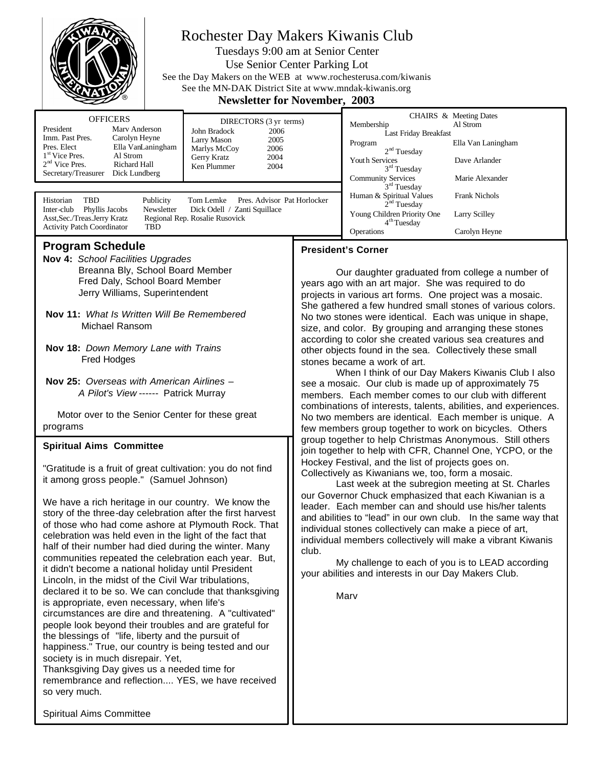# Rochester Day Makers Kiwanis Club

Tuesdays 9:00 am at Senior Center

Use Senior Center Parking Lot

See the Day Makers on the WEB at www.rochesterusa.com/kiwanis

See the MN-DAK District Site at www.mndak-kiwanis.org

**Newsletter for November, 2003**

| OFFICERS | |
|---|---|
| President | Marv Anderson |
| Imm. Past Pres. | Carolyn Heyne |
| Pres. Elect | Ella VanLaningham |
| 1st Vice Pres. | Al Strom |
| 2nd Vice Pres. | Richard Hall |
| Secretary/Treasurer | Dick Lundberg |

| DIRECTORS (3 yr terms) | |
|---|---|
| John Bradock | 2006 |
| Larry Mason | 2005 |
| Marlys McCoy | 2006 |
| Gerry Kratz | 2004 |
| Ken Plummer | 2004 |

| CHAIRS & Meeting Dates | |
|---|---|
| Membership (Last Friday Breakfast) | Al Strom |
| Program (2nd Tuesday) | Ella Van Laningham |
| Youth Services (3rd Tuesday) | Dave Arlander |
| Community Services (3rd Tuesday) | Marie Alexander |
| Human & Spiritual Values (2nd Tuesday) | Frank Nichols |
| Young Children Priority One (4th Tuesday) | Larry Scilley |
| Operations | Carolyn Heyne |

Historian TBD  Publicity Tom Lemke  Pres. Advisor Pat Horlocker
Inter-club Phyllis Jacobs  Newsletter Dick Odell / Zanti Squillace
Asst,Sec./Treas.Jerry Kratz  Regional Rep. Rosalie Rusovick
Activity Patch Coordinator TBD

## Program Schedule

**Nov 4:** *School Facilities Upgrades*
Breanna Bly, School Board Member
Fred Daly, School Board Member
Jerry Williams, Superintendent

**Nov 11:** *What Is Written Will Be Remembered*
Michael Ransom

**Nov 18:** *Down Memory Lane with Trains*
Fred Hodges

**Nov 25:** *Overseas with American Airlines – A Pilot's View* ------ Patrick Murray

Motor over to the Senior Center for these great programs

### Spiritual Aims Committee

"Gratitude is a fruit of great cultivation: you do not find it among gross people." (Samuel Johnson)

We have a rich heritage in our country. We know the story of the three-day celebration after the first harvest of those who had come ashore at Plymouth Rock. That celebration was held even in the light of the fact that half of their number had died during the winter. Many communities repeated the celebration each year. But, it didn't become a national holiday until President Lincoln, in the midst of the Civil War tribulations, declared it to be so. We can conclude that thanksgiving is appropriate, even necessary, when life's circumstances are dire and threatening. A "cultivated" people look beyond their troubles and are grateful for the blessings of "life, liberty and the pursuit of happiness." True, our country is being tested and our society is in much disrepair. Yet,
Thanksgiving Day gives us a needed time for remembrance and reflection.... YES, we have received so very much.

Spiritual Aims Committee

### President's Corner

Our daughter graduated from college a number of years ago with an art major. She was required to do projects in various art forms. One project was a mosaic. She gathered a few hundred small stones of various colors. No two stones were identical. Each was unique in shape, size, and color. By grouping and arranging these stones according to color she created various sea creatures and other objects found in the sea. Collectively these small stones became a work of art.

When I think of our Day Makers Kiwanis Club I also see a mosaic. Our club is made up of approximately 75 members. Each member comes to our club with different combinations of interests, talents, abilities, and experiences. No two members are identical. Each member is unique. A few members group together to work on bicycles. Others group together to help Christmas Anonymous. Still others join together to help with CFR, Channel One, YCPO, or the Hockey Festival, and the list of projects goes on. Collectively as Kiwanians we, too, form a mosaic.

Last week at the subregion meeting at St. Charles our Governor Chuck emphasized that each Kiwanian is a leader. Each member can and should use his/her talents and abilities to "lead" in our own club. In the same way that individual stones collectively can make a piece of art, individual members collectively will make a vibrant Kiwanis club.

My challenge to each of you is to LEAD according your abilities and interests in our Day Makers Club.

Marv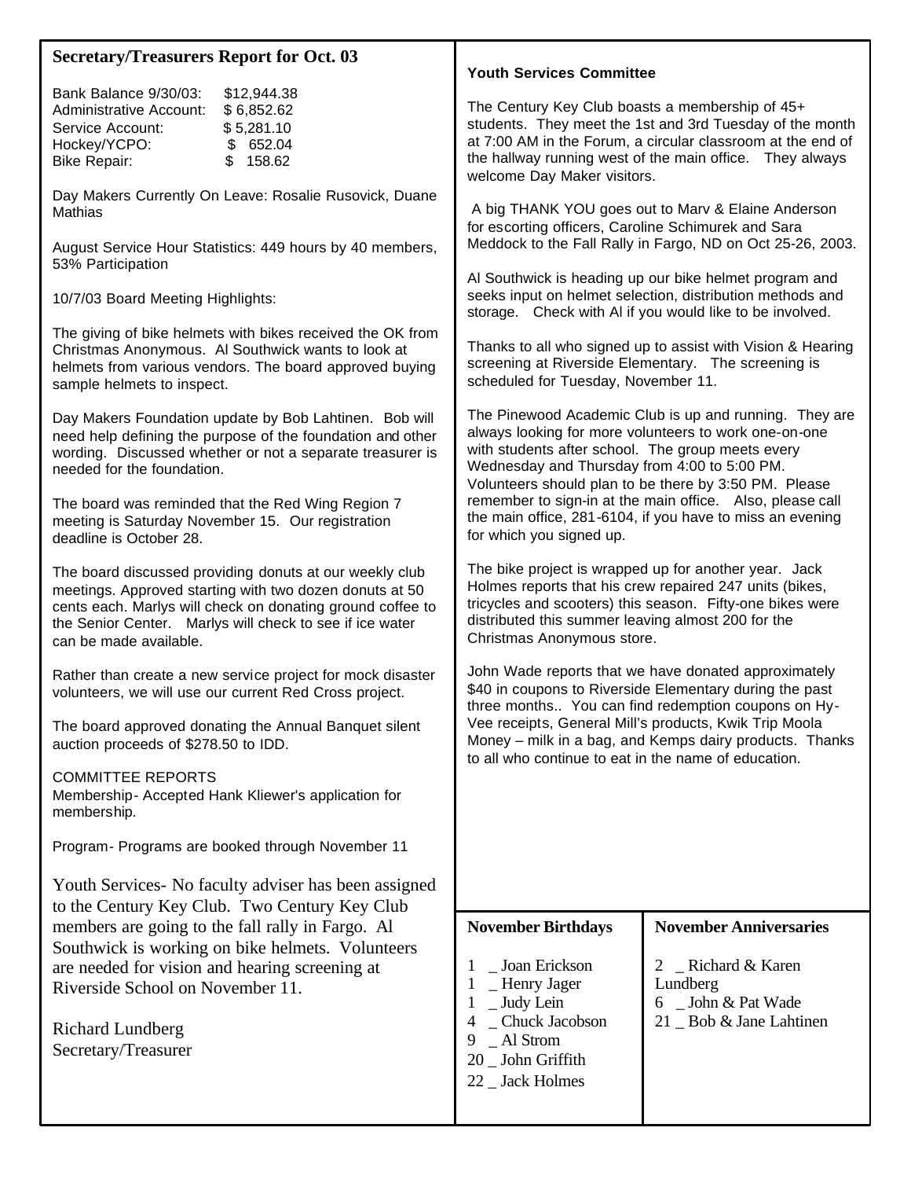## Secretary/Treasurers Report for Oct. 03

| | |
|---|---|
| Bank Balance 9/30/03: | $12,944.38 |
| Administrative Account: | $ 6,852.62 |
| Service Account: | $ 5,281.10 |
| Hockey/YCPO: | $ 652.04 |
| Bike Repair: | $ 158.62 |

Day Makers Currently On Leave: Rosalie Rusovick, Duane Mathias

August Service Hour Statistics: 449 hours by 40 members, 53% Participation

10/7/03 Board Meeting Highlights:

The giving of bike helmets with bikes received the OK from Christmas Anonymous. Al Southwick wants to look at helmets from various vendors. The board approved buying sample helmets to inspect.

Day Makers Foundation update by Bob Lahtinen. Bob will need help defining the purpose of the foundation and other wording. Discussed whether or not a separate treasurer is needed for the foundation.

The board was reminded that the Red Wing Region 7 meeting is Saturday November 15. Our registration deadline is October 28.

The board discussed providing donuts at our weekly club meetings. Approved starting with two dozen donuts at 50 cents each. Marlys will check on donating ground coffee to the Senior Center. Marlys will check to see if ice water can be made available.

Rather than create a new service project for mock disaster volunteers, we will use our current Red Cross project.

The board approved donating the Annual Banquet silent auction proceeds of $278.50 to IDD.

COMMITTEE REPORTS
Membership- Accepted Hank Kliewer's application for membership.

Program- Programs are booked through November 11

Youth Services- No faculty adviser has been assigned to the Century Key Club. Two Century Key Club members are going to the fall rally in Fargo. Al Southwick is working on bike helmets. Volunteers are needed for vision and hearing screening at Riverside School on November 11.

Richard Lundberg
Secretary/Treasurer

### Youth Services Committee

The Century Key Club boasts a membership of 45+ students. They meet the 1st and 3rd Tuesday of the month at 7:00 AM in the Forum, a circular classroom at the end of the hallway running west of the main office. They always welcome Day Maker visitors.

A big THANK YOU goes out to Marv & Elaine Anderson for escorting officers, Caroline Schimurek and Sara Meddock to the Fall Rally in Fargo, ND on Oct 25-26, 2003.

Al Southwick is heading up our bike helmet program and seeks input on helmet selection, distribution methods and storage. Check with Al if you would like to be involved.

Thanks to all who signed up to assist with Vision & Hearing screening at Riverside Elementary. The screening is scheduled for Tuesday, November 11.

The Pinewood Academic Club is up and running. They are always looking for more volunteers to work one-on-one with students after school. The group meets every Wednesday and Thursday from 4:00 to 5:00 PM. Volunteers should plan to be there by 3:50 PM. Please remember to sign-in at the main office. Also, please call the main office, 281-6104, if you have to miss an evening for which you signed up.

The bike project is wrapped up for another year. Jack Holmes reports that his crew repaired 247 units (bikes, tricycles and scooters) this season. Fifty-one bikes were distributed this summer leaving almost 200 for the Christmas Anonymous store.

John Wade reports that we have donated approximately $40 in coupons to Riverside Elementary during the past three months.. You can find redemption coupons on Hy-Vee receipts, General Mill's products, Kwik Trip Moola Money – milk in a bag, and Kemps dairy products. Thanks to all who continue to eat in the name of education.

### November Birthdays

1 _ Joan Erickson
1 _ Henry Jager
1 _ Judy Lein
4 _ Chuck Jacobson
9 _ Al Strom
20 _ John Griffith
22 _ Jack Holmes

### November Anniversaries

2 _ Richard & Karen Lundberg
6 _ John & Pat Wade
21 _ Bob & Jane Lahtinen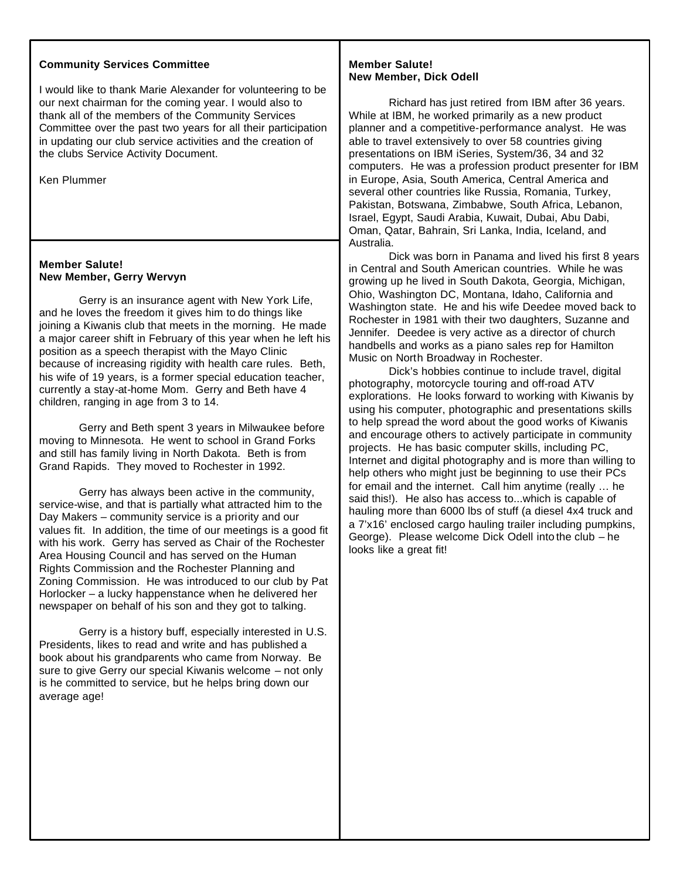**Community Services Committee**

I would like to thank Marie Alexander for volunteering to be our next chairman for the coming year. I would also to thank all of the members of the Community Services Committee over the past two years for all their participation in updating our club service activities and the creation of the clubs Service Activity Document.

Ken Plummer

**Member Salute!**
**New Member, Gerry Wervyn**

Gerry is an insurance agent with New York Life, and he loves the freedom it gives him to do things like joining a Kiwanis club that meets in the morning. He made a major career shift in February of this year when he left his position as a speech therapist with the Mayo Clinic because of increasing rigidity with health care rules. Beth, his wife of 19 years, is a former special education teacher, currently a stay-at-home Mom. Gerry and Beth have 4 children, ranging in age from 3 to 14.

Gerry and Beth spent 3 years in Milwaukee before moving to Minnesota. He went to school in Grand Forks and still has family living in North Dakota. Beth is from Grand Rapids. They moved to Rochester in 1992.

Gerry has always been active in the community, service-wise, and that is partially what attracted him to the Day Makers – community service is a priority and our values fit. In addition, the time of our meetings is a good fit with his work. Gerry has served as Chair of the Rochester Area Housing Council and has served on the Human Rights Commission and the Rochester Planning and Zoning Commission. He was introduced to our club by Pat Horlocker – a lucky happenstance when he delivered her newspaper on behalf of his son and they got to talking.

Gerry is a history buff, especially interested in U.S. Presidents, likes to read and write and has published a book about his grandparents who came from Norway. Be sure to give Gerry our special Kiwanis welcome – not only is he committed to service, but he helps bring down our average age!

**Member Salute!**
**New Member, Dick Odell**

Richard has just retired from IBM after 36 years. While at IBM, he worked primarily as a new product planner and a competitive-performance analyst. He was able to travel extensively to over 58 countries giving presentations on IBM iSeries, System/36, 34 and 32 computers. He was a profession product presenter for IBM in Europe, Asia, South America, Central America and several other countries like Russia, Romania, Turkey, Pakistan, Botswana, Zimbabwe, South Africa, Lebanon, Israel, Egypt, Saudi Arabia, Kuwait, Dubai, Abu Dabi, Oman, Qatar, Bahrain, Sri Lanka, India, Iceland, and Australia.

Dick was born in Panama and lived his first 8 years in Central and South American countries. While he was growing up he lived in South Dakota, Georgia, Michigan, Ohio, Washington DC, Montana, Idaho, California and Washington state. He and his wife Deedee moved back to Rochester in 1981 with their two daughters, Suzanne and Jennifer. Deedee is very active as a director of church handbells and works as a piano sales rep for Hamilton Music on North Broadway in Rochester.

Dick's hobbies continue to include travel, digital photography, motorcycle touring and off-road ATV explorations. He looks forward to working with Kiwanis by using his computer, photographic and presentations skills to help spread the word about the good works of Kiwanis and encourage others to actively participate in community projects. He has basic computer skills, including PC, Internet and digital photography and is more than willing to help others who might just be beginning to use their PCs for email and the internet. Call him anytime (really … he said this!). He also has access to...which is capable of hauling more than 6000 lbs of stuff (a diesel 4x4 truck and a 7'x16' enclosed cargo hauling trailer including pumpkins, George). Please welcome Dick Odell into the club – he looks like a great fit!